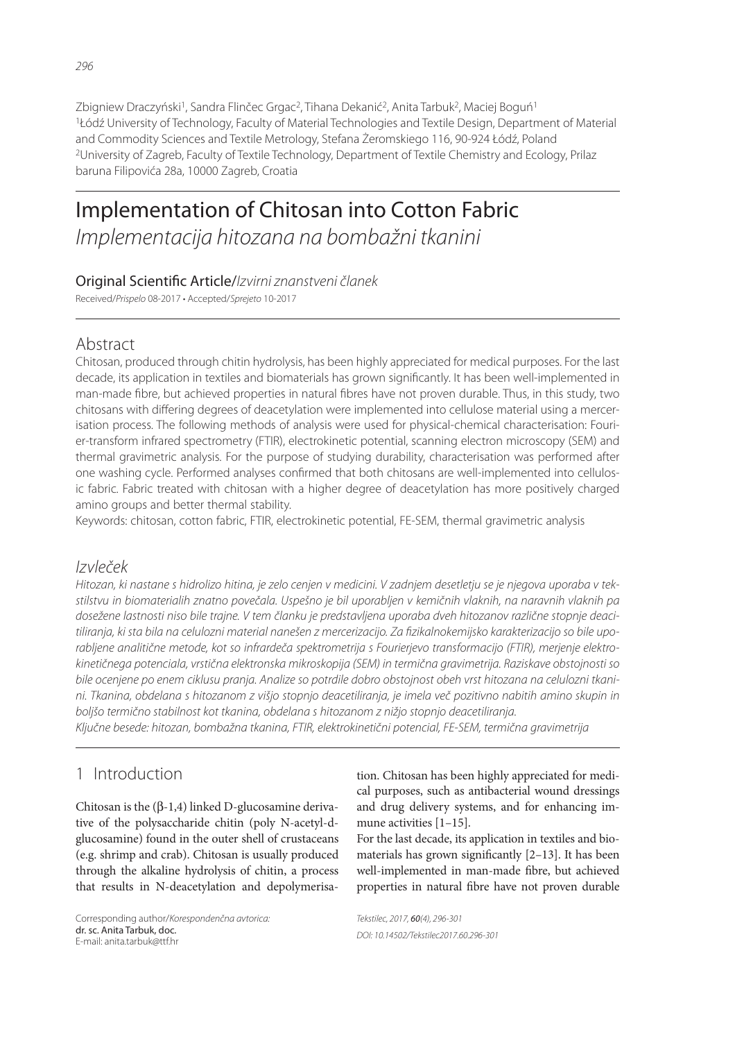Zbigniew Draczyński[1], Sandra Flinčec Grgac[2], Tihana Dekanić[2], Anita Tarbuk[2], Maciej Boguń[1]
[1]Łódź University of Technology, Faculty of Material Technologies and Textile Design, Department of Material and Commodity Sciences and Textile Metrology, Stefana Żeromskiego 116, 90-924 Łódź, Poland
[2]University of Zagreb, Faculty of Textile Technology, Department of Textile Chemistry and Ecology, Prilaz baruna Filipovića 28a, 10000 Zagreb, Croatia

# Implementation of Chitosan into Cotton Fabric
*Implementacija hitozana na bombažni tkanini*

**Original Scientific Article**/*Izvirni znanstveni članek*

Received/*Prispelo* 08-2017 • Accepted/*Sprejeto* 10-2017

## Abstract

Chitosan, produced through chitin hydrolysis, has been highly appreciated for medical purposes. For the last decade, its application in textiles and biomaterials has grown significantly. It has been well-implemented in man-made fibre, but achieved properties in natural fibres have not proven durable. Thus, in this study, two chitosans with differing degrees of deacetylation were implemented into cellulose material using a mercerisation process. The following methods of analysis were used for physical-chemical characterisation: Fourier-transform infrared spectrometry (FTIR), electrokinetic potential, scanning electron microscopy (SEM) and thermal gravimetric analysis. For the purpose of studying durability, characterisation was performed after one washing cycle. Performed analyses confirmed that both chitosans are well-implemented into cellulosic fabric. Fabric treated with chitosan with a higher degree of deacetylation has more positively charged amino groups and better thermal stability.

Keywords: chitosan, cotton fabric, FTIR, electrokinetic potential, FE-SEM, thermal gravimetric analysis

## *Izvleček*

*Hitozan, ki nastane s hidrolizo hitina, je zelo cenjen v medicini. V zadnjem desetletju se je njegova uporaba v tekstilstvu in biomaterialih znatno povečala. Uspešno je bil uporabljen v kemičnih vlaknih, na naravnih vlaknih pa dosežene lastnosti niso bile trajne. V tem članku je predstavljena uporaba dveh hitozanov različne stopnje deacetiliranja, ki sta bila na celulozni material nanešen z mercerizacijo. Za fizikalnokemijsko karakterizacijo so bile uporabljene analitične metode, kot so infrardeča spektrometrija s Fourierjevo transformacijo (FTIR), merjenje elektrokinetičnega potenciala, vrstična elektronska mikroskopija (SEM) in termična gravimetrija. Raziskave obstojnosti so bile ocenjene po enem ciklusu pranja. Analize so potrdile dobro obstojnost obeh vrst hitozana na celulozni tkanini. Tkanina, obdelana s hitozanom z višjo stopnjo deacetiliranja, je imela več pozitivno nabitih amino skupin in boljšo termično stabilnost kot tkanina, obdelana s hitozanom z nižjo stopnjo deacetiliranja.*

*Ključne besede: hitozan, bombažna tkanina, FTIR, elektrokinetični potencial, FE-SEM, termična gravimetrija*

## 1 Introduction

Chitosan is the (β-1,4) linked D-glucosamine derivative of the polysaccharide chitin (poly N-acetyl-d-glucosamine) found in the outer shell of crustaceans (e.g. shrimp and crab). Chitosan is usually produced through the alkaline hydrolysis of chitin, a process that results in N-deacetylation and depolymerisation. Chitosan has been highly appreciated for medical purposes, such as antibacterial wound dressings and drug delivery systems, and for enhancing immune activities [1–15].

For the last decade, its application in textiles and biomaterials has grown significantly [2–13]. It has been well-implemented in man-made fibre, but achieved properties in natural fibre have not proven durable

Corresponding author/*Korespondenčna avtorica:*
**dr. sc. Anita Tarbuk, doc.**
E-mail: anita.tarbuk@ttf.hr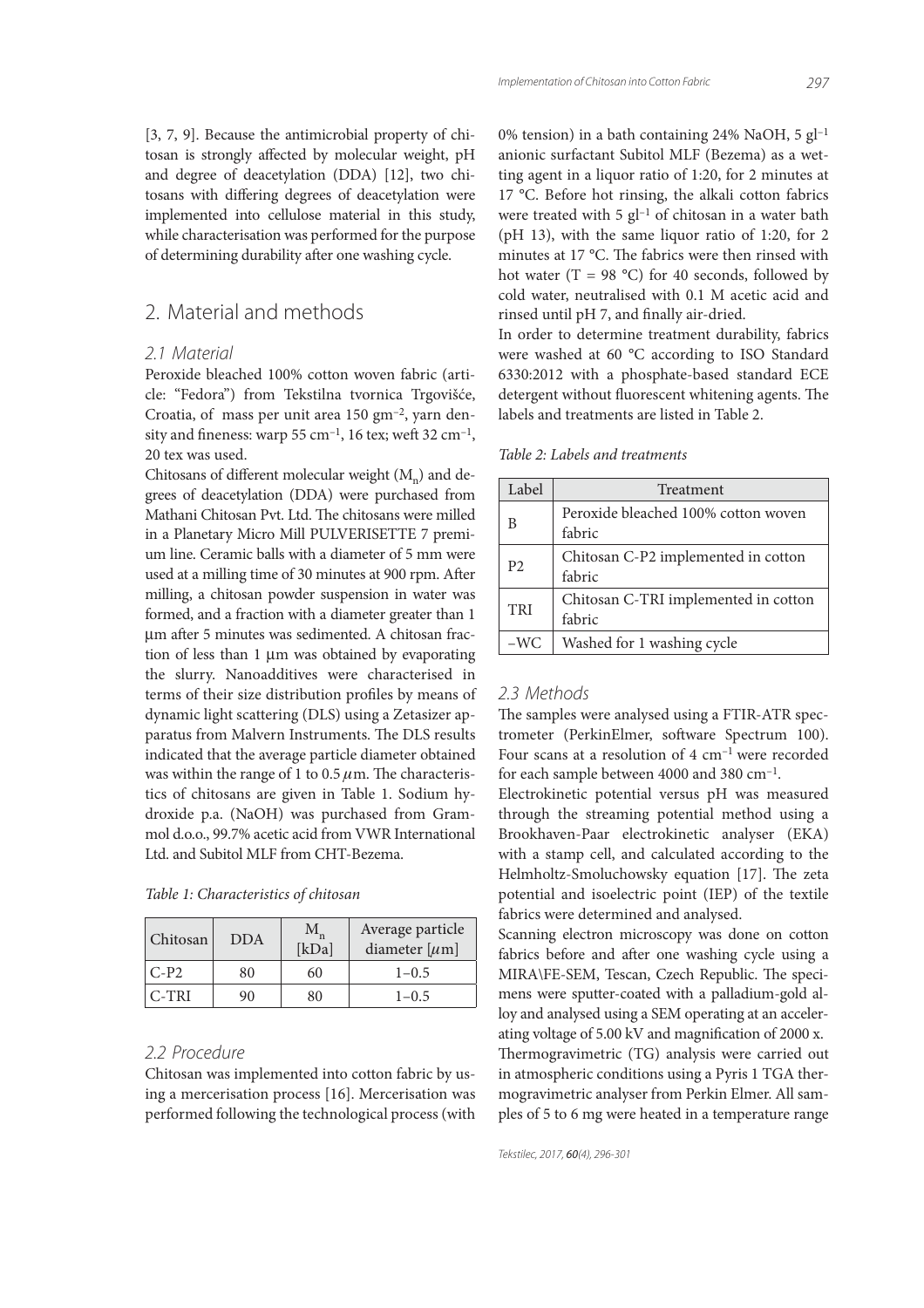[3, 7, 9]. Because the antimicrobial property of chitosan is strongly affected by molecular weight, pH and degree of deacetylation (DDA) [12], two chitosans with differing degrees of deacetylation were implemented into cellulose material in this study, while characterisation was performed for the purpose of determining durability after one washing cycle.

## 2. Material and methods

### 2.1 Material

Peroxide bleached 100% cotton woven fabric (article: "Fedora") from Tekstilna tvornica Trgovišće, Croatia, of mass per unit area 150 gm$^{-2}$, yarn density and fineness: warp 55 cm$^{-1}$, 16 tex; weft 32 cm$^{-1}$, 20 tex was used.

Chitosans of different molecular weight ($M_n$) and degrees of deacetylation (DDA) were purchased from Mathani Chitosan Pvt. Ltd. The chitosans were milled in a Planetary Micro Mill PULVERISETTE 7 premium line. Ceramic balls with a diameter of 5 mm were used at a milling time of 30 minutes at 900 rpm. After milling, a chitosan powder suspension in water was formed, and a fraction with a diameter greater than 1 μm after 5 minutes was sedimented. A chitosan fraction of less than 1 μm was obtained by evaporating the slurry. Nanoadditives were characterised in terms of their size distribution profiles by means of dynamic light scattering (DLS) using a Zetasizer apparatus from Malvern Instruments. The DLS results indicated that the average particle diameter obtained was within the range of 1 to 0.5 $\mu$m. The characteristics of chitosans are given in Table 1. Sodium hydroxide p.a. (NaOH) was purchased from Grammol d.o.o., 99.7% acetic acid from VWR International Ltd. and Subitol MLF from CHT-Bezema.

*Table 1: Characteristics of chitosan*

| Chitosan | DDA | $M_n$ [kDa] | Average particle diameter [$\mu$m] |
|---|---|---|---|
| C-P2 | 80 | 60 | 1–0.5 |
| C-TRI | 90 | 80 | 1–0.5 |

### 2.2 Procedure

Chitosan was implemented into cotton fabric by using a mercerisation process [16]. Mercerisation was performed following the technological process (with 0% tension) in a bath containing 24% NaOH, 5 gl$^{-1}$ anionic surfactant Subitol MLF (Bezema) as a wetting agent in a liquor ratio of 1:20, for 2 minutes at 17 °C. Before hot rinsing, the alkali cotton fabrics were treated with 5 gl$^{-1}$ of chitosan in a water bath (pH 13), with the same liquor ratio of 1:20, for 2 minutes at 17 °C. The fabrics were then rinsed with hot water (T = 98 °C) for 40 seconds, followed by cold water, neutralised with 0.1 M acetic acid and rinsed until pH 7, and finally air-dried.

In order to determine treatment durability, fabrics were washed at 60 °C according to ISO Standard 6330:2012 with a phosphate-based standard ECE detergent without fluorescent whitening agents. The labels and treatments are listed in Table 2.

*Table 2: Labels and treatments*

| Label | Treatment |
|---|---|
| B | Peroxide bleached 100% cotton woven fabric |
| P2 | Chitosan C-P2 implemented in cotton fabric |
| TRI | Chitosan C-TRI implemented in cotton fabric |
| –WC | Washed for 1 washing cycle |

### 2.3 Methods

The samples were analysed using a FTIR-ATR spectrometer (PerkinElmer, software Spectrum 100). Four scans at a resolution of 4 cm$^{-1}$ were recorded for each sample between 4000 and 380 cm$^{-1}$.

Electrokinetic potential versus pH was measured through the streaming potential method using a Brookhaven-Paar electrokinetic analyser (EKA) with a stamp cell, and calculated according to the Helmholtz-Smoluchowsky equation [17]. The zeta potential and isoelectric point (IEP) of the textile fabrics were determined and analysed.

Scanning electron microscopy was done on cotton fabrics before and after one washing cycle using a MIRA\FE-SEM, Tescan, Czech Republic. The specimens were sputter-coated with a palladium-gold alloy and analysed using a SEM operating at an accelerating voltage of 5.00 kV and magnification of 2000 x.

Thermogravimetric (TG) analysis were carried out in atmospheric conditions using a Pyris 1 TGA thermogravimetric analyser from Perkin Elmer. All samples of 5 to 6 mg were heated in a temperature range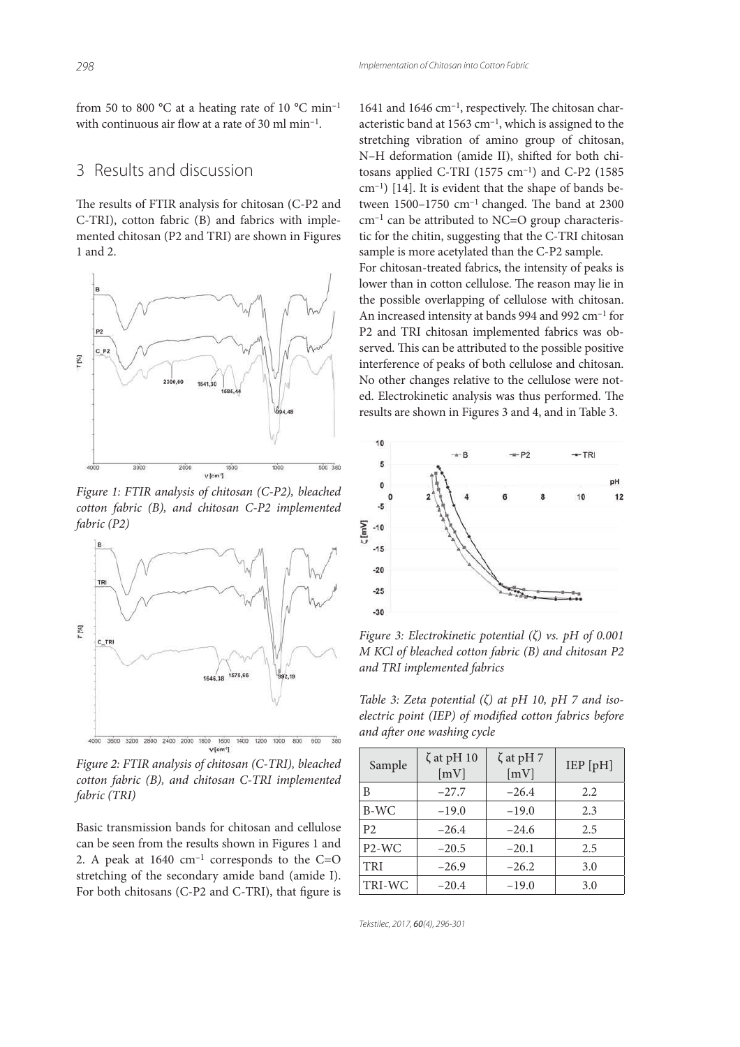from 50 to 800 °C at a heating rate of 10 °C min$^{-1}$ with continuous air flow at a rate of 30 ml min$^{-1}$.

## 3 Results and discussion

The results of FTIR analysis for chitosan (C-P2 and C-TRI), cotton fabric (B) and fabrics with implemented chitosan (P2 and TRI) are shown in Figures 1 and 2.

*Figure 1: FTIR analysis of chitosan (C-P2), bleached cotton fabric (B), and chitosan C-P2 implemented fabric (P2)*

*Figure 2: FTIR analysis of chitosan (C-TRI), bleached cotton fabric (B), and chitosan C-TRI implemented fabric (TRI)*

Basic transmission bands for chitosan and cellulose can be seen from the results shown in Figures 1 and 2. A peak at 1640 cm$^{-1}$ corresponds to the C=O stretching of the secondary amide band (amide I). For both chitosans (C-P2 and C-TRI), that figure is 1641 and 1646 cm$^{-1}$, respectively. The chitosan characteristic band at 1563 cm$^{-1}$, which is assigned to the stretching vibration of amino group of chitosan, N–H deformation (amide II), shifted for both chitosans applied C-TRI (1575 cm$^{-1}$) and C-P2 (1585 cm$^{-1}$) [14]. It is evident that the shape of bands between 1500–1750 cm$^{-1}$ changed. The band at 2300 cm$^{-1}$ can be attributed to NC=O group characteristic for the chitin, suggesting that the C-TRI chitosan sample is more acetylated than the C-P2 sample.

For chitosan-treated fabrics, the intensity of peaks is lower than in cotton cellulose. The reason may lie in the possible overlapping of cellulose with chitosan. An increased intensity at bands 994 and 992 cm$^{-1}$ for P2 and TRI chitosan implemented fabrics was observed. This can be attributed to the possible positive interference of peaks of both cellulose and chitosan. No other changes relative to the cellulose were noted. Electrokinetic analysis was thus performed. The results are shown in Figures 3 and 4, and in Table 3.

*Figure 3: Electrokinetic potential (ζ) vs. pH of 0.001 M KCl of bleached cotton fabric (B) and chitosan P2 and TRI implemented fabrics*

*Table 3: Zeta potential (ζ) at pH 10, pH 7 and isoelectric point (IEP) of modified cotton fabrics before and after one washing cycle*

| Sample | ζ at pH 10 [mV] | ζ at pH 7 [mV] | IEP [pH] |
|---|---|---|---|
| B | −27.7 | −26.4 | 2.2 |
| B-WC | −19.0 | −19.0 | 2.3 |
| P2 | −26.4 | −24.6 | 2.5 |
| P2-WC | −20.5 | −20.1 | 2.5 |
| TRI | −26.9 | −26.2 | 3.0 |
| TRI-WC | −20.4 | −19.0 | 3.0 |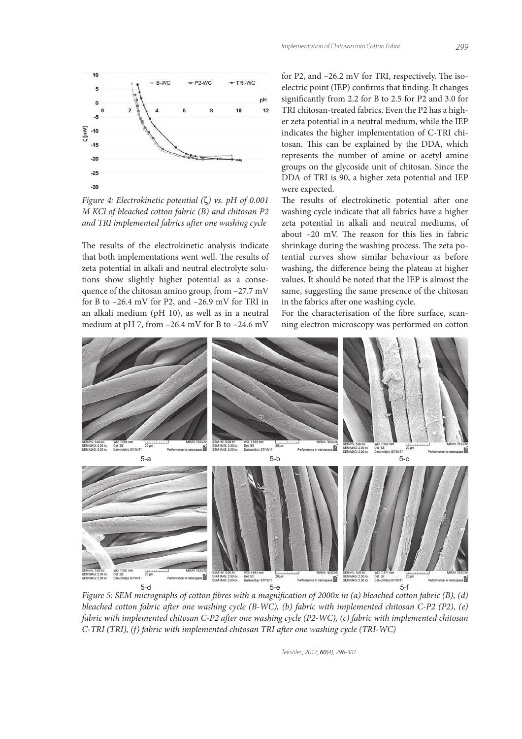Figure 4: Electrokinetic potential (ζ) vs. pH of 0.001 M KCl of bleached cotton fabric (B) and chitosan P2 and TRI implemented fabrics after one washing cycle

The results of the electrokinetic analysis indicate that both implementations went well. The results of zeta potential in alkali and neutral electrolyte solutions show slightly higher potential as a consequence of the chitosan amino group, from –27.7 mV for B to –26.4 mV for P2, and –26.9 mV for TRI in an alkali medium (pH 10), as well as in a neutral medium at pH 7, from –26.4 mV for B to –24.6 mV for P2, and –26.2 mV for TRI, respectively. The isoelectric point (IEP) confirms that finding. It changes significantly from 2.2 for B to 2.5 for P2 and 3.0 for TRI chitosan-treated fabrics. Even the P2 has a higher zeta potential in a neutral medium, while the IEP indicates the higher implementation of C-TRI chitosan. This can be explained by the DDA, which represents the number of amine or acetyl amine groups on the glycoside unit of chitosan. Since the DDA of TRI is 90, a higher zeta potential and IEP were expected.

The results of electrokinetic potential after one washing cycle indicate that all fabrics have a higher zeta potential in alkali and neutral mediums, of about –20 mV. The reason for this lies in fabric shrinkage during the washing process. The zeta potential curves show similar behaviour as before washing, the difference being the plateau at higher values. It should be noted that the IEP is almost the same, suggesting the same presence of the chitosan in the fabrics after one washing cycle.

For the characterisation of the fibre surface, scanning electron microscopy was performed on cotton

Figure 5: SEM micrographs of cotton fibres with a magnification of 2000x in (a) bleached cotton fabric (B), (d) bleached cotton fabric after one washing cycle (B-WC), (b) fabric with implemented chitosan C-P2 (P2), (e) fabric with implemented chitosan C-P2 after one washing cycle (P2-WC), (c) fabric with implemented chitosan C-TRI (TRI), (f) fabric with implemented chitosan TRI after one washing cycle (TRI-WC)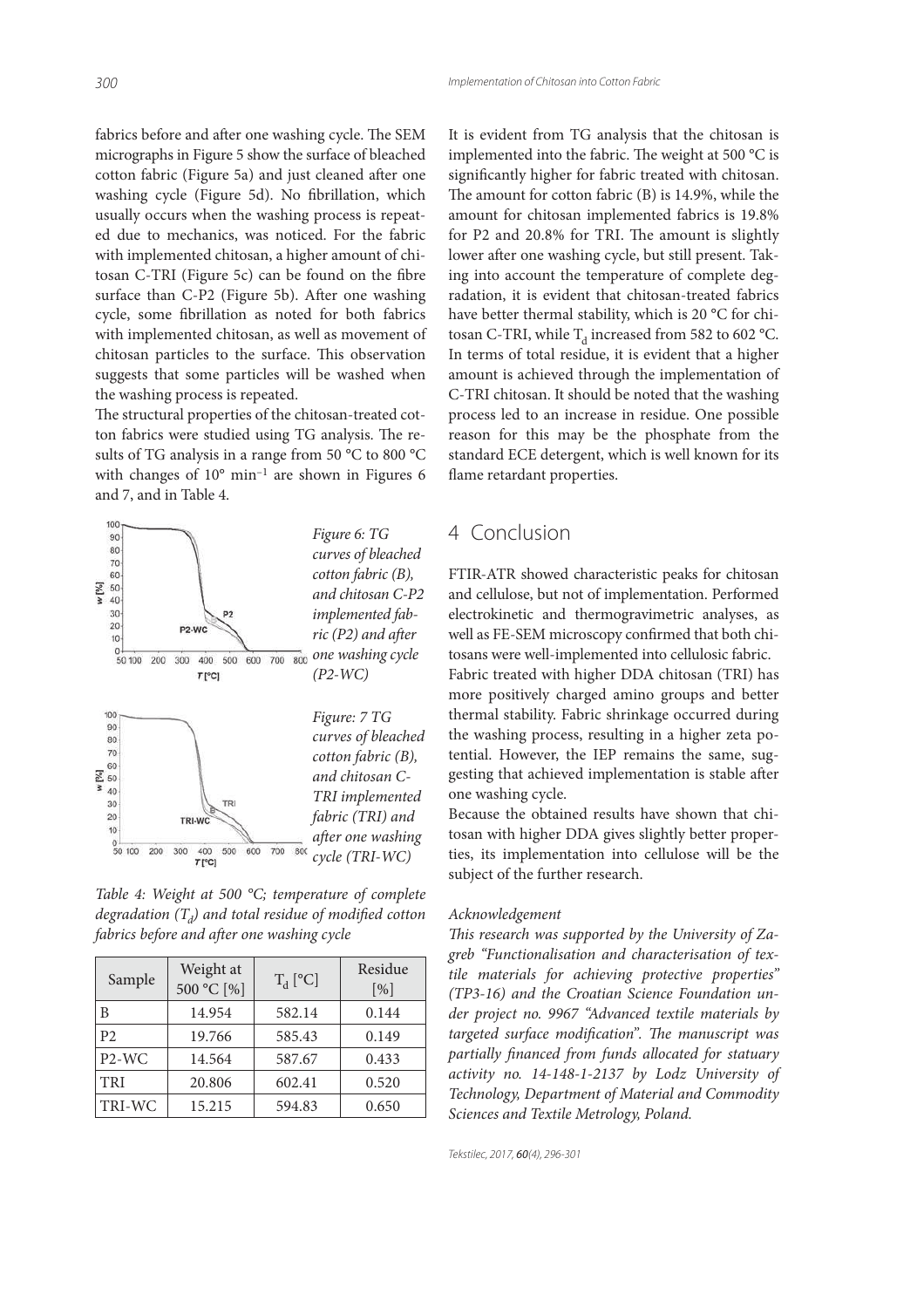fabrics before and after one washing cycle. The SEM micrographs in Figure 5 show the surface of bleached cotton fabric (Figure 5a) and just cleaned after one washing cycle (Figure 5d). No fibrillation, which usually occurs when the washing process is repeated due to mechanics, was noticed. For the fabric with implemented chitosan, a higher amount of chitosan C-TRI (Figure 5c) can be found on the fibre surface than C-P2 (Figure 5b). After one washing cycle, some fibrillation as noted for both fabrics with implemented chitosan, as well as movement of chitosan particles to the surface. This observation suggests that some particles will be washed when the washing process is repeated.

The structural properties of the chitosan-treated cotton fabrics were studied using TG analysis. The results of TG analysis in a range from 50 °C to 800 °C with changes of 10° min$^{-1}$ are shown in Figures 6 and 7, and in Table 4.

*Figure 6: TG curves of bleached cotton fabric (B), and chitosan C-P2 implemented fabric (P2) and after one washing cycle (P2-WC)*

*Figure: 7 TG curves of bleached cotton fabric (B), and chitosan C-TRI implemented fabric (TRI) and after one washing cycle (TRI-WC)*

*Table 4: Weight at 500 °C; temperature of complete degradation ($T_d$) and total residue of modified cotton fabrics before and after one washing cycle*

| Sample | Weight at 500 °C [%] | $T_d$ [°C] | Residue [%] |
|---|---|---|---|
| B | 14.954 | 582.14 | 0.144 |
| P2 | 19.766 | 585.43 | 0.149 |
| P2-WC | 14.564 | 587.67 | 0.433 |
| TRI | 20.806 | 602.41 | 0.520 |
| TRI-WC | 15.215 | 594.83 | 0.650 |

It is evident from TG analysis that the chitosan is implemented into the fabric. The weight at 500 °C is significantly higher for fabric treated with chitosan. The amount for cotton fabric (B) is 14.9%, while the amount for chitosan implemented fabrics is 19.8% for P2 and 20.8% for TRI. The amount is slightly lower after one washing cycle, but still present. Taking into account the temperature of complete degradation, it is evident that chitosan-treated fabrics have better thermal stability, which is 20 °C for chitosan C-TRI, while $T_d$ increased from 582 to 602 °C. In terms of total residue, it is evident that a higher amount is achieved through the implementation of C-TRI chitosan. It should be noted that the washing process led to an increase in residue. One possible reason for this may be the phosphate from the standard ECE detergent, which is well known for its flame retardant properties.

## 4 Conclusion

FTIR-ATR showed characteristic peaks for chitosan and cellulose, but not of implementation. Performed electrokinetic and thermogravimetric analyses, as well as FE-SEM microscopy confirmed that both chitosans were well-implemented into cellulosic fabric.

Fabric treated with higher DDA chitosan (TRI) has more positively charged amino groups and better thermal stability. Fabric shrinkage occurred during the washing process, resulting in a higher zeta potential. However, the IEP remains the same, suggesting that achieved implementation is stable after one washing cycle.

Because the obtained results have shown that chitosan with higher DDA gives slightly better properties, its implementation into cellulose will be the subject of the further research.

*Acknowledgement*

*This research was supported by the University of Zagreb "Functionalisation and characterisation of textile materials for achieving protective properties" (TP3-16) and the Croatian Science Foundation under project no. 9967 "Advanced textile materials by targeted surface modification". The manuscript was partially financed from funds allocated for statuary activity no. 14-148-1-2137 by Lodz University of Technology, Department of Material and Commodity Sciences and Textile Metrology, Poland.*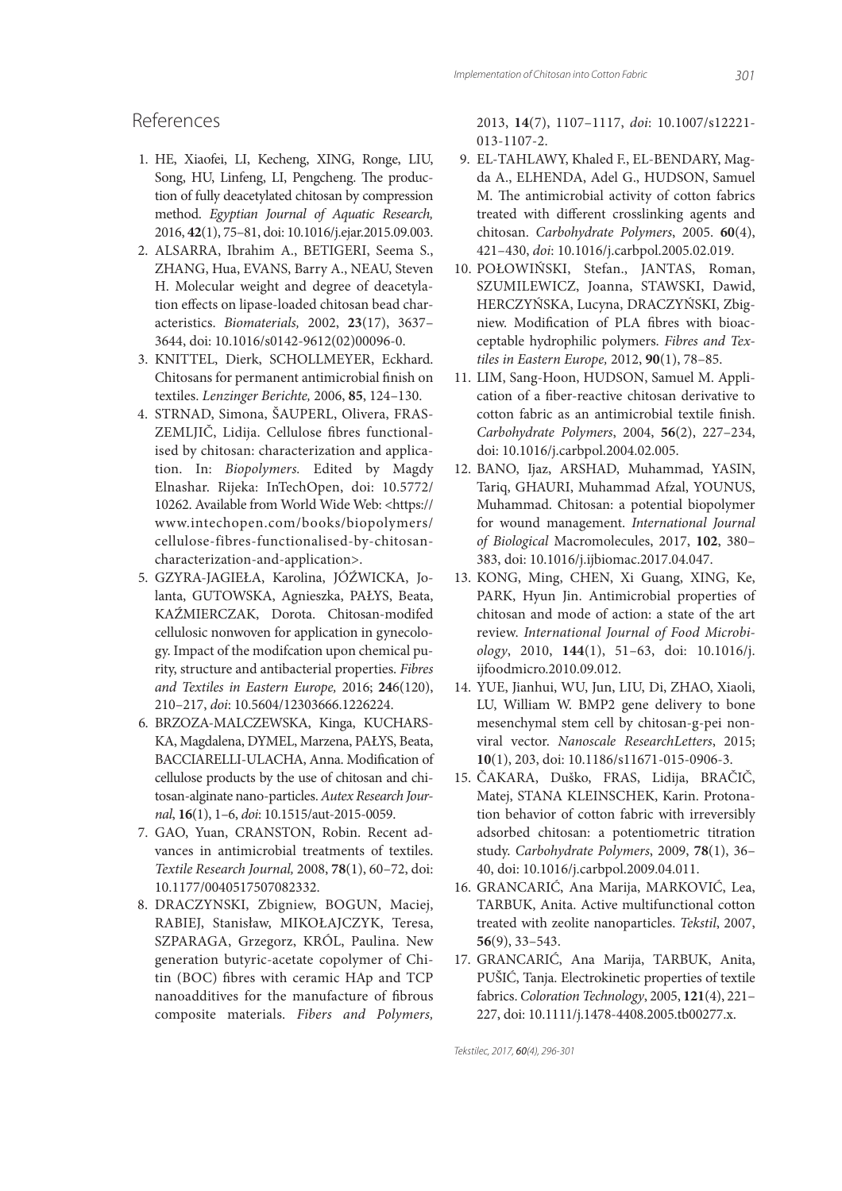## References

1. HE, Xiaofei, LI, Kecheng, XING, Ronge, LIU, Song, HU, Linfeng, LI, Pengcheng. The production of fully deacetylated chitosan by compression method. *Egyptian Journal of Aquatic Research,* 2016, **42**(1), 75–81, doi: 10.1016/j.ejar.2015.09.003.
2. ALSARRA, Ibrahim A., BETIGERI, Seema S., ZHANG, Hua, EVANS, Barry A., NEAU, Steven H. Molecular weight and degree of deacetylation effects on lipase-loaded chitosan bead characteristics. *Biomaterials,* 2002, **23**(17), 3637–3644, doi: 10.1016/s0142-9612(02)00096-0.
3. KNITTEL, Dierk, SCHOLLMEYER, Eckhard. Chitosans for permanent antimicrobial finish on textiles. *Lenzinger Berichte,* 2006, **85**, 124–130.
4. STRNAD, Simona, ŠAUPERL, Olivera, FRAS-ZEMLJIČ, Lidija. Cellulose fibres functionalised by chitosan: characterization and application. In: *Biopolymers*. Edited by Magdy Elnashar. Rijeka: InTechOpen, doi: 10.5772/10262. Available from World Wide Web: <https://www.intechopen.com/books/biopolymers/cellulose-fibres-functionalised-by-chitosan-characterization-and-application>.
5. GZYRA-JAGIEŁA, Karolina, JÓŹWICKA, Jolanta, GUTOWSKA, Agnieszka, PAŁYS, Beata, KAŹMIERCZAK, Dorota. Chitosan-modifed cellulosic nonwoven for application in gynecology. Impact of the modifcation upon chemical purity, structure and antibacterial properties. *Fibres and Textiles in Eastern Europe,* 2016; **24**6(120), 210–217, *doi*: 10.5604/12303666.1226224.
6. BRZOZA-MALCZEWSKA, Kinga, KUCHARSKA, Magdalena, DYMEL, Marzena, PAŁYS, Beata, BACCIARELLI-ULACHA, Anna. Modification of cellulose products by the use of chitosan and chitosan-alginate nano-particles. *Autex Research Journal*, **16**(1), 1–6, *doi*: 10.1515/aut-2015-0059.
7. GAO, Yuan, CRANSTON, Robin. Recent advances in antimicrobial treatments of textiles. *Textile Research Journal,* 2008, **78**(1), 60–72, doi: 10.1177/0040517507082332.
8. DRACZYNSKI, Zbigniew, BOGUN, Maciej, RABIEJ, Stanisław, MIKOŁAJCZYK, Teresa, SZPARAGA, Grzegorz, KRÓL, Paulina. New generation butyric-acetate copolymer of Chitin (BOC) fibres with ceramic HAp and TCP nanoadditives for the manufacture of fibrous composite materials. *Fibers and Polymers,* 2013, **14**(7), 1107–1117, *doi*: 10.1007/s12221-013-1107-2.
9. EL-TAHLAWY, Khaled F., EL-BENDARY, Magda A., ELHENDA, Adel G., HUDSON, Samuel M. The antimicrobial activity of cotton fabrics treated with different crosslinking agents and chitosan. *Carbohydrate Polymers*, 2005. **60**(4), 421–430, *doi*: 10.1016/j.carbpol.2005.02.019.
10. POŁOWIŃSKI, Stefan., JANTAS, Roman, SZUMILEWICZ, Joanna, STAWSKI, Dawid, HERCZYŃSKA, Lucyna, DRACZYŃSKI, Zbigniew. Modification of PLA fibres with bioacceptable hydrophilic polymers. *Fibres and Textiles in Eastern Europe,* 2012, **90**(1), 78–85.
11. LIM, Sang-Hoon, HUDSON, Samuel M. Application of a fiber-reactive chitosan derivative to cotton fabric as an antimicrobial textile finish. *Carbohydrate Polymers*, 2004, **56**(2), 227–234, doi: 10.1016/j.carbpol.2004.02.005.
12. BANO, Ijaz, ARSHAD, Muhammad, YASIN, Tariq, GHAURI, Muhammad Afzal, YOUNUS, Muhammad. Chitosan: a potential biopolymer for wound management. *International Journal of Biological* Macromolecules, 2017, **102**, 380–383, doi: 10.1016/j.ijbiomac.2017.04.047.
13. KONG, Ming, CHEN, Xi Guang, XING, Ke, PARK, Hyun Jin. Antimicrobial properties of chitosan and mode of action: a state of the art review. *International Journal of Food Microbiology*, 2010, **144**(1), 51–63, doi: 10.1016/j.ijfoodmicro.2010.09.012.
14. YUE, Jianhui, WU, Jun, LIU, Di, ZHAO, Xiaoli, LU, William W. BMP2 gene delivery to bone mesenchymal stem cell by chitosan-g-pei nonviral vector. *Nanoscale ResearchLetters*, 2015; **10**(1), 203, doi: 10.1186/s11671-015-0906-3.
15. ČAKARA, Duško, FRAS, Lidija, BRAČIČ, Matej, STANA KLEINSCHEK, Karin. Protonation behavior of cotton fabric with irreversibly adsorbed chitosan: a potentiometric titration study. *Carbohydrate Polymers*, 2009, **78**(1), 36–40, doi: 10.1016/j.carbpol.2009.04.011.
16. GRANCARIĆ, Ana Marija, MARKOVIĆ, Lea, TARBUK, Anita. Active multifunctional cotton treated with zeolite nanoparticles. *Tekstil*, 2007, **56**(9), 33–543.
17. GRANCARIĆ, Ana Marija, TARBUK, Anita, PUŠIĆ, Tanja. Electrokinetic properties of textile fabrics. *Coloration Technology*, 2005, **121**(4), 221–227, doi: 10.1111/j.1478-4408.2005.tb00277.x.